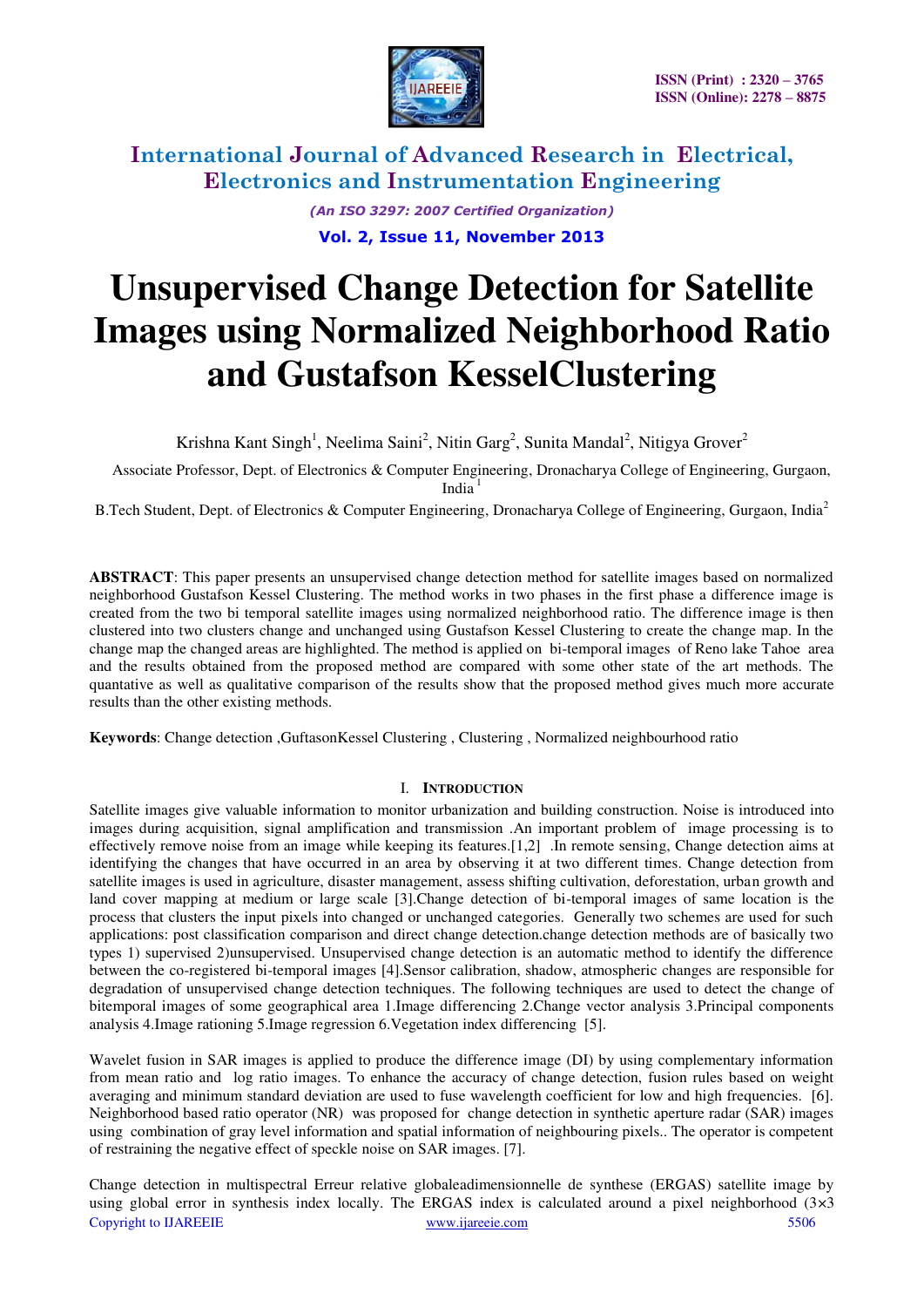# Unsupervised Change Detection for Satellite Images using Normalized Neighborhood Ratio and Gustafson KesselClustering

Krishna Kant Singh[1], Neelima Saini[2], Nitin Garg[2], Sunita Mandal[2], Nitigya Grover[2]

Associate Professor, Dept. of Electronics & Computer Engineering, Dronacharya College of Engineering, Gurgaon, India [1]

B.Tech Student, Dept. of Electronics & Computer Engineering, Dronacharya College of Engineering, Gurgaon, India[2]

**ABSTRACT**: This paper presents an unsupervised change detection method for satellite images based on normalized neighborhood Gustafson Kessel Clustering. The method works in two phases in the first phase a difference image is created from the two bi temporal satellite images using normalized neighborhood ratio. The difference image is then clustered into two clusters change and unchanged using Gustafson Kessel Clustering to create the change map. In the change map the changed areas are highlighted. The method is applied on bi-temporal images of Reno lake Tahoe area and the results obtained from the proposed method are compared with some other state of the art methods. The quantative as well as qualitative comparison of the results show that the proposed method gives much more accurate results than the other existing methods.

**Keywords**: Change detection ,GuftasonKessel Clustering , Clustering , Normalized neighbourhood ratio

## I. INTRODUCTION

Satellite images give valuable information to monitor urbanization and building construction. Noise is introduced into images during acquisition, signal amplification and transmission .An important problem of image processing is to effectively remove noise from an image while keeping its features.[1,2] .In remote sensing, Change detection aims at identifying the changes that have occurred in an area by observing it at two different times. Change detection from satellite images is used in agriculture, disaster management, assess shifting cultivation, deforestation, urban growth and land cover mapping at medium or large scale [3].Change detection of bi-temporal images of same location is the process that clusters the input pixels into changed or unchanged categories. Generally two schemes are used for such applications: post classification comparison and direct change detection.change detection methods are of basically two types 1) supervised 2)unsupervised. Unsupervised change detection is an automatic method to identify the difference between the co-registered bi-temporal images [4].Sensor calibration, shadow, atmospheric changes are responsible for degradation of unsupervised change detection techniques. The following techniques are used to detect the change of bitemporal images of some geographical area 1.Image differencing 2.Change vector analysis 3.Principal components analysis 4.Image rationing 5.Image regression 6.Vegetation index differencing [5].

Wavelet fusion in SAR images is applied to produce the difference image (DI) by using complementary information from mean ratio and log ratio images. To enhance the accuracy of change detection, fusion rules based on weight averaging and minimum standard deviation are used to fuse wavelength coefficient for low and high frequencies. [6]. Neighborhood based ratio operator (NR) was proposed for change detection in synthetic aperture radar (SAR) images using combination of gray level information and spatial information of neighbouring pixels.. The operator is competent of restraining the negative effect of speckle noise on SAR images. [7].

Change detection in multispectral Erreur relative globaleadimensionnelle de synthese (ERGAS) satellite image by using global error in synthesis index locally. The ERGAS index is calculated around a pixel neighborhood (3×3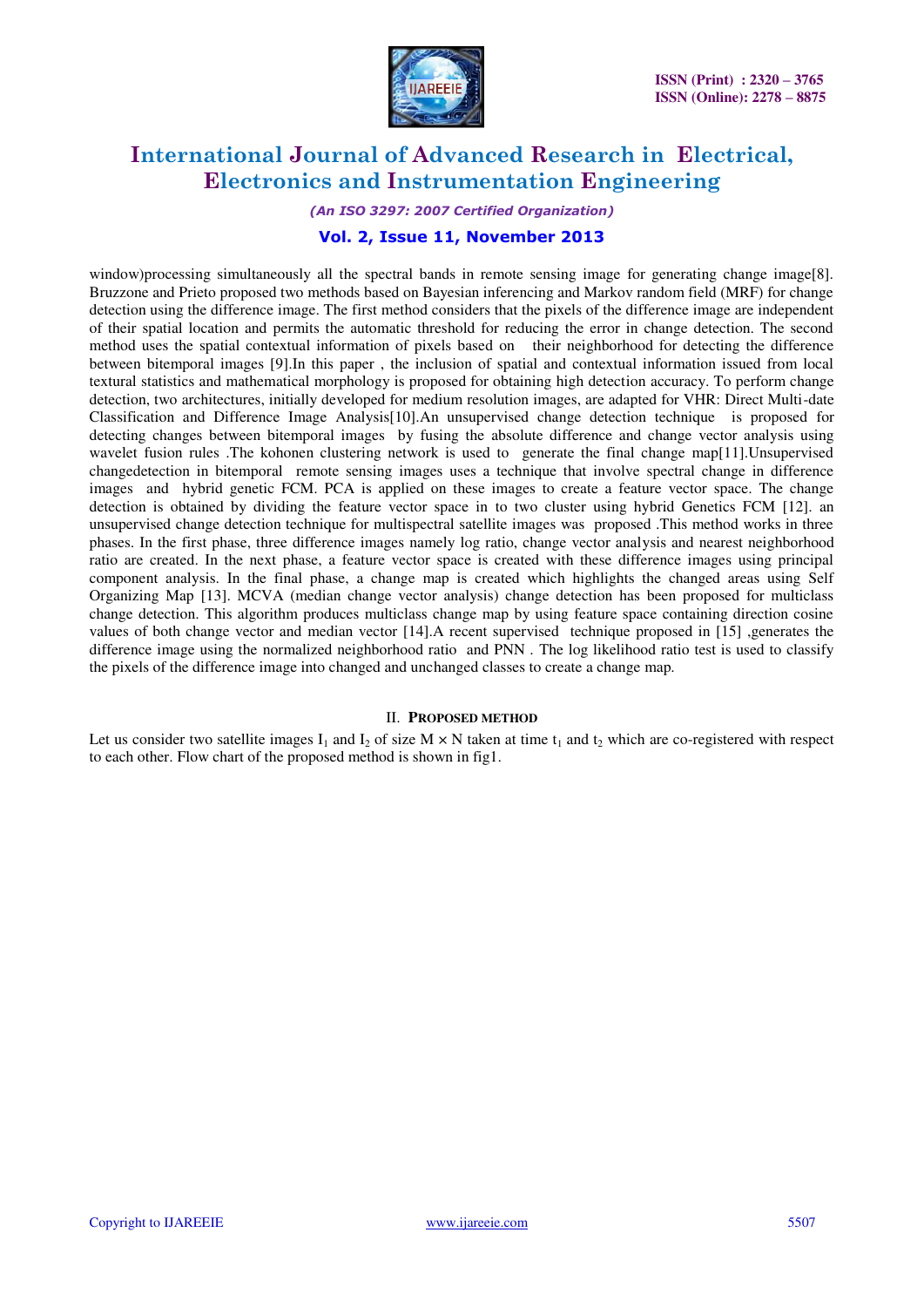window)processing simultaneously all the spectral bands in remote sensing image for generating change image[8]. Bruzzone and Prieto proposed two methods based on Bayesian inferencing and Markov random field (MRF) for change detection using the difference image. The first method considers that the pixels of the difference image are independent of their spatial location and permits the automatic threshold for reducing the error in change detection. The second method uses the spatial contextual information of pixels based on their neighborhood for detecting the difference between bitemporal images [9].In this paper , the inclusion of spatial and contextual information issued from local textural statistics and mathematical morphology is proposed for obtaining high detection accuracy. To perform change detection, two architectures, initially developed for medium resolution images, are adapted for VHR: Direct Multi-date Classification and Difference Image Analysis[10].An unsupervised change detection technique is proposed for detecting changes between bitemporal images by fusing the absolute difference and change vector analysis using wavelet fusion rules .The kohonen clustering network is used to generate the final change map[11].Unsupervised changedetection in bitemporal remote sensing images uses a technique that involve spectral change in difference images and hybrid genetic FCM. PCA is applied on these images to create a feature vector space. The change detection is obtained by dividing the feature vector space in to two cluster using hybrid Genetics FCM [12]. an unsupervised change detection technique for multispectral satellite images was proposed .This method works in three phases. In the first phase, three difference images namely log ratio, change vector analysis and nearest neighborhood ratio are created. In the next phase, a feature vector space is created with these difference images using principal component analysis. In the final phase, a change map is created which highlights the changed areas using Self Organizing Map [13]. MCVA (median change vector analysis) change detection has been proposed for multiclass change detection. This algorithm produces multiclass change map by using feature space containing direction cosine values of both change vector and median vector [14].A recent supervised technique proposed in [15] ,generates the difference image using the normalized neighborhood ratio and PNN . The log likelihood ratio test is used to classify the pixels of the difference image into changed and unchanged classes to create a change map.

## II. PROPOSED METHOD

Let us consider two satellite images $I_1$ and $I_2$ of size $M \times N$ taken at time $t_1$ and $t_2$ which are co-registered with respect to each other. Flow chart of the proposed method is shown in fig1.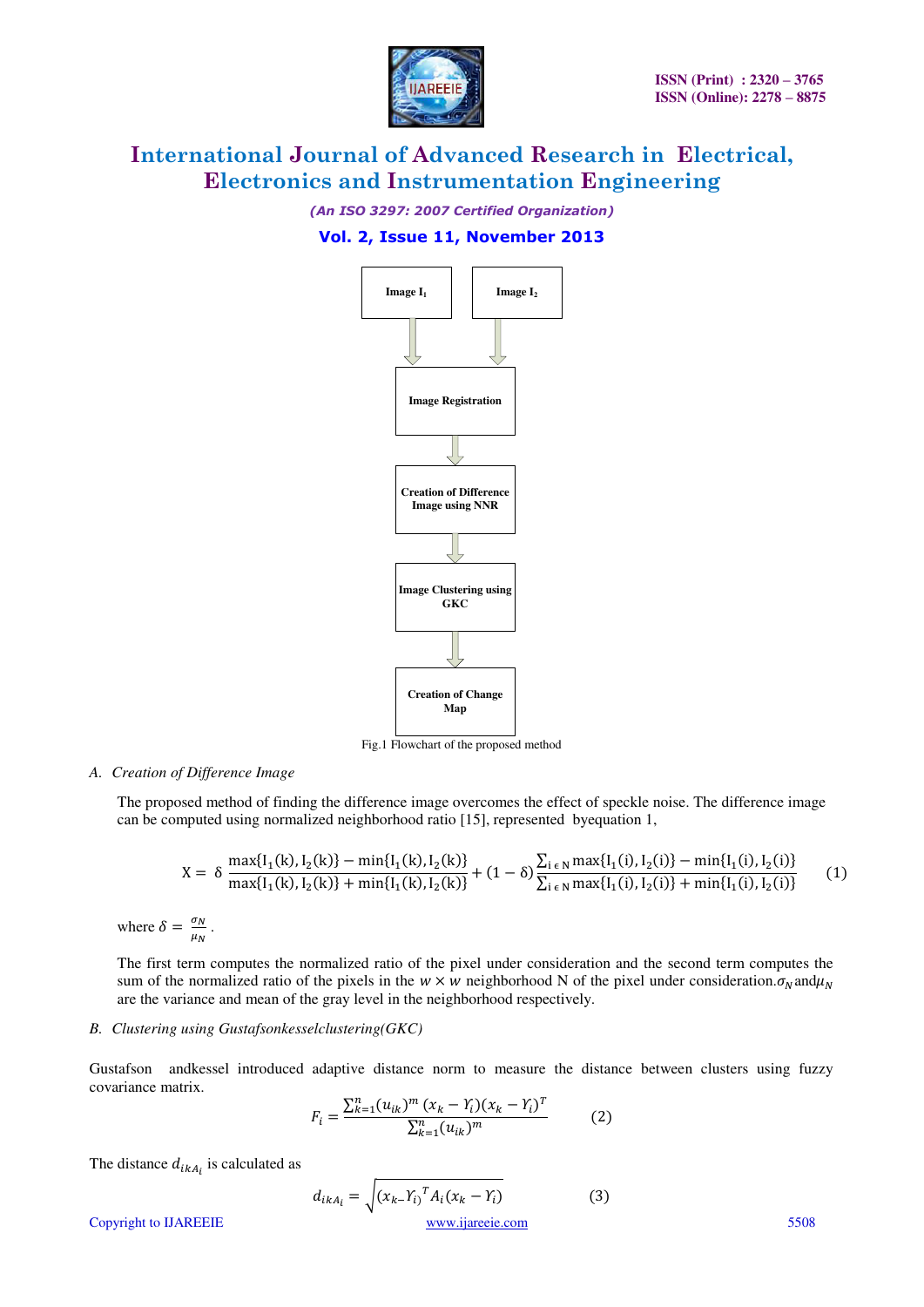Image $I_1$ → Image Registration; Image $I_2$ → Image Registration → Creation of Difference Image using NNR → Image Clustering using GKC → Creation of Change Map

Fig.1 Flowchart of the proposed method

### *A. Creation of Difference Image*

The proposed method of finding the difference image overcomes the effect of speckle noise. The difference image can be computed using normalized neighborhood ratio [15], represented byequation 1,

$$X = \delta \frac{\max\{I_1(k), I_2(k)\} - \min\{I_1(k), I_2(k)\}}{\max\{I_1(k), I_2(k)\} + \min\{I_1(k), I_2(k)\}} + (1-\delta)\frac{\sum_{i \in N} \max\{I_1(i), I_2(i)\} - \min\{I_1(i), I_2(i)\}}{\sum_{i \in N} \max\{I_1(i), I_2(i)\} + \min\{I_1(i), I_2(i)\}} \qquad (1)$$

where $\delta = \frac{\sigma_N}{\mu_N}$ .

The first term computes the normalized ratio of the pixel under consideration and the second term computes the sum of the normalized ratio of the pixels in the $w \times w$ neighborhood N of the pixel under consideration.$\sigma_N$ and$\mu_N$ are the variance and mean of the gray level in the neighborhood respectively.

### *B. Clustering using Gustafsonkesselclustering(GKC)*

Gustafson andkessel introduced adaptive distance norm to measure the distance between clusters using fuzzy covariance matrix.

$$F_i = \frac{\sum_{k=1}^{n}(u_{ik})^m (x_k - Y_i)(x_k - Y_i)^T}{\sum_{k=1}^{n}(u_{ik})^m} \qquad (2)$$

The distance $d_{ikA_i}$ is calculated as

$$d_{ikA_i} = \sqrt{(x_k - Y_i)^T A_i (x_k - Y_i)} \qquad (3)$$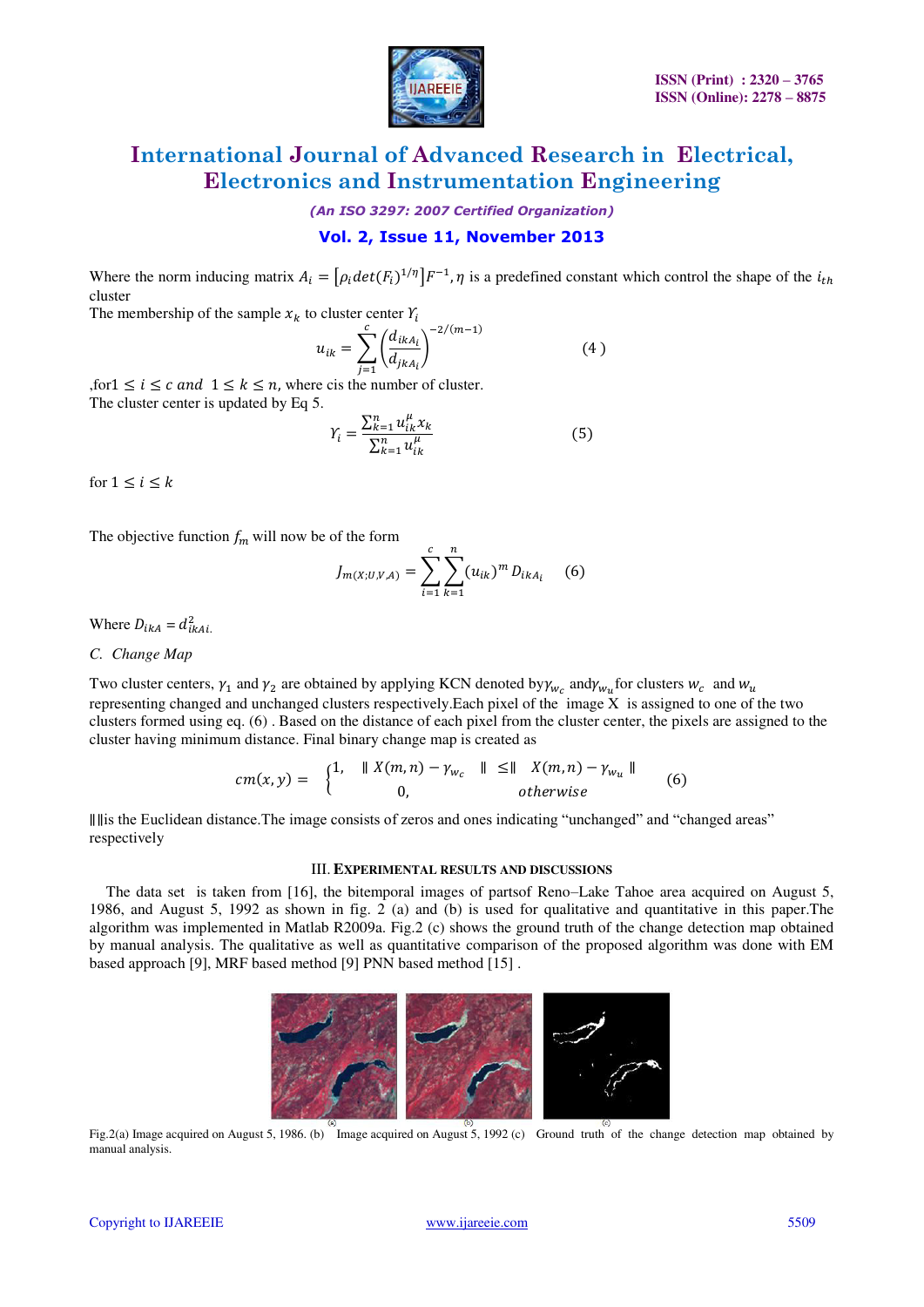Where the norm inducing matrix $A_i = \left[\rho_i det(F_i)^{1/\eta}\right]F^{-1}, \eta$ is a predefined constant which control the shape of the $i_{th}$ cluster

The membership of the sample $x_k$ to cluster center $Y_i$

$$u_{ik} = \sum_{j=1}^{c} \left(\frac{d_{ikA_i}}{d_{jkA_i}}\right)^{-2/(m-1)} \qquad (4)$$

,for$1 \le i \le c$ and $1 \le k \le n$, where cis the number of cluster.

The cluster center is updated by Eq 5.

$$Y_i = \frac{\sum_{k=1}^{n} u_{ik}^{\mu} x_k}{\sum_{k=1}^{n} u_{ik}^{\mu}} \qquad (5)$$

for $1 \le i \le k$

The objective function $f_m$ will now be of the form

$$J_{m(X;U,V,A)} = \sum_{i=1}^{c}\sum_{k=1}^{n} (u_{ik})^m D_{ikA_i} \qquad (6)$$

Where $D_{ikA} = d_{ikAi.}^2$

*C. Change Map*

Two cluster centers, $\gamma_1$ and $\gamma_2$ are obtained by applying KCN denoted by$\gamma_{w_c}$ and$\gamma_{w_u}$for clusters $w_c$ and $w_u$ representing changed and unchanged clusters respectively.Each pixel of the image X is assigned to one of the two clusters formed using eq. (6) . Based on the distance of each pixel from the cluster center, the pixels are assigned to the cluster having minimum distance. Final binary change map is created as

$$cm(x,y) = \begin{cases} 1, & \| X(m,n) - \gamma_{w_c} \| \le \| X(m,n) - \gamma_{w_u} \| \\ 0, & otherwise \end{cases} \qquad (6)$$

$\|\,\|$is the Euclidean distance.The image consists of zeros and ones indicating "unchanged" and "changed areas" respectively

## III. EXPERIMENTAL RESULTS AND DISCUSSIONS

The data set is taken from [16], the bitemporal images of partsof Reno–Lake Tahoe area acquired on August 5, 1986, and August 5, 1992 as shown in fig. 2 (a) and (b) is used for qualitative and quantitative in this paper.The algorithm was implemented in Matlab R2009a. Fig.2 (c) shows the ground truth of the change detection map obtained by manual analysis. The qualitative as well as quantitative comparison of the proposed algorithm was done with EM based approach [9], MRF based method [9] PNN based method [15] .

Fig.2(a) Image acquired on August 5, 1986. (b) Image acquired on August 5, 1992 (c) Ground truth of the change detection map obtained by manual analysis.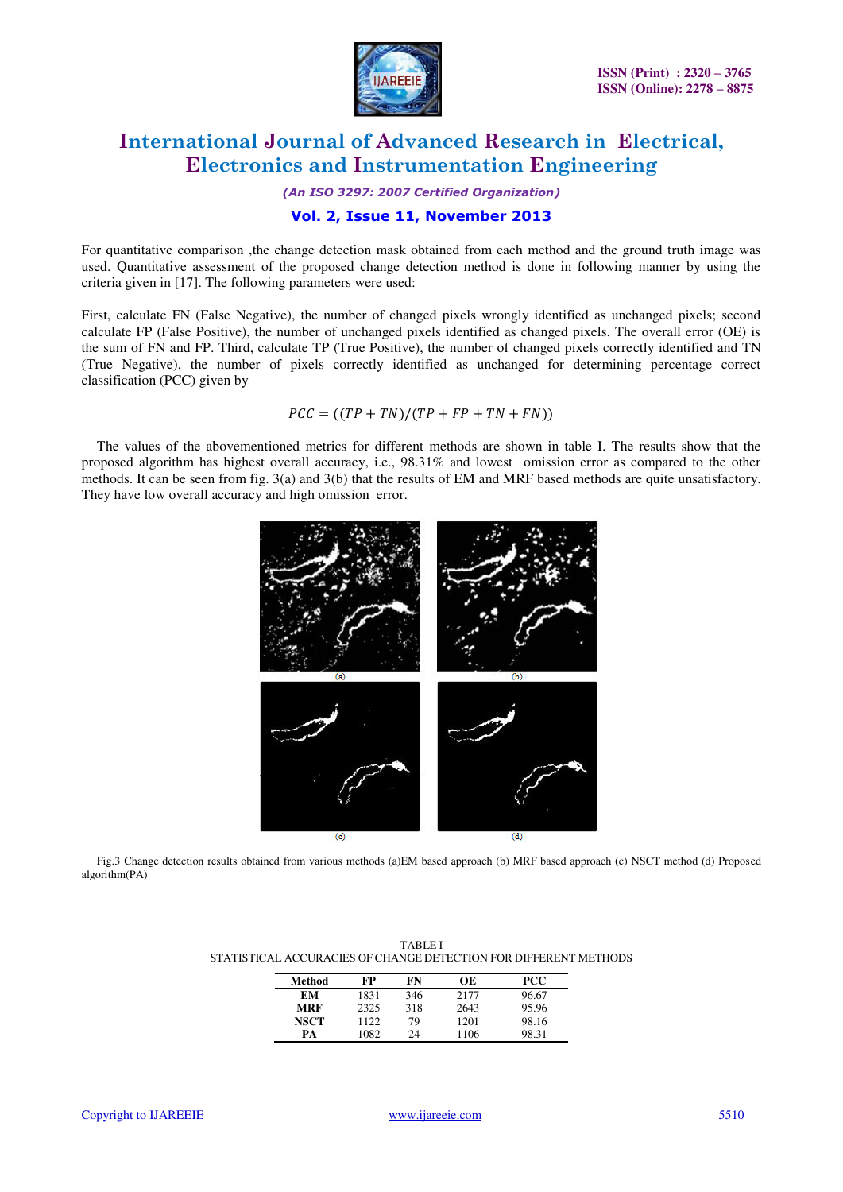For quantitative comparison ,the change detection mask obtained from each method and the ground truth image was used. Quantitative assessment of the proposed change detection method is done in following manner by using the criteria given in [17]. The following parameters were used:

First, calculate FN (False Negative), the number of changed pixels wrongly identified as unchanged pixels; second calculate FP (False Positive), the number of unchanged pixels identified as changed pixels. The overall error (OE) is the sum of FN and FP. Third, calculate TP (True Positive), the number of changed pixels correctly identified and TN (True Negative), the number of pixels correctly identified as unchanged for determining percentage correct classification (PCC) given by

$$PCC = ((TP + TN)/(TP + FP + TN + FN))$$

The values of the abovementioned metrics for different methods are shown in table I. The results show that the proposed algorithm has highest overall accuracy, i.e., 98.31% and lowest omission error as compared to the other methods. It can be seen from fig. 3(a) and 3(b) that the results of EM and MRF based methods are quite unsatisfactory. They have low overall accuracy and high omission error.

Fig.3 Change detection results obtained from various methods (a)EM based approach (b) MRF based approach (c) NSCT method (d) Proposed algorithm(PA)

TABLE I
STATISTICAL ACCURACIES OF CHANGE DETECTION FOR DIFFERENT METHODS

| Method | FP | FN | OE | PCC |
|---|---|---|---|---|
| **EM** | 1831 | 346 | 2177 | 96.67 |
| **MRF** | 2325 | 318 | 2643 | 95.96 |
| **NSCT** | 1122 | 79 | 1201 | 98.16 |
| **PA** | 1082 | 24 | 1106 | 98.31 |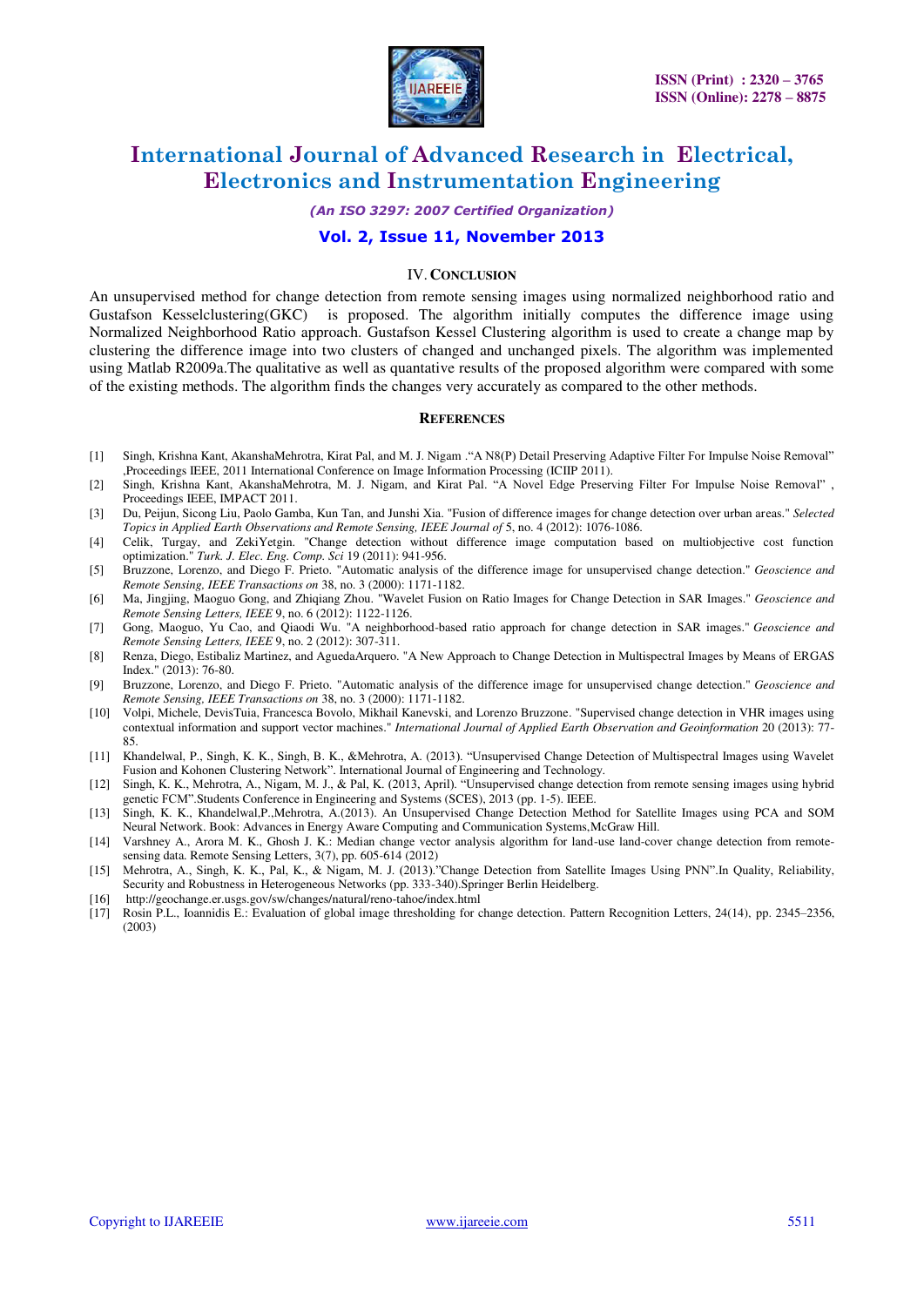## IV. CONCLUSION

An unsupervised method for change detection from remote sensing images using normalized neighborhood ratio and Gustafson Kesselclustering(GKC) is proposed. The algorithm initially computes the difference image using Normalized Neighborhood Ratio approach. Gustafson Kessel Clustering algorithm is used to create a change map by clustering the difference image into two clusters of changed and unchanged pixels. The algorithm was implemented using Matlab R2009a.The qualitative as well as quantitative results of the proposed algorithm were compared with some of the existing methods. The algorithm finds the changes very accurately as compared to the other methods.

## REFERENCES

[1] Singh, Krishna Kant, AkanshaMehrotra, Kirat Pal, and M. J. Nigam .“A N8(P) Detail Preserving Adaptive Filter For Impulse Noise Removal” ,Proceedings IEEE, 2011 International Conference on Image Information Processing (ICIIP 2011).

[2] Singh, Krishna Kant, AkanshaMehrotra, M. J. Nigam, and Kirat Pal. “A Novel Edge Preserving Filter For Impulse Noise Removal” , Proceedings IEEE, IMPACT 2011.

[3] Du, Peijun, Sicong Liu, Paolo Gamba, Kun Tan, and Junshi Xia. "Fusion of difference images for change detection over urban areas." *Selected Topics in Applied Earth Observations and Remote Sensing, IEEE Journal of* 5, no. 4 (2012): 1076-1086.

[4] Celik, Turgay, and ZekiYetgin. "Change detection without difference image computation based on multiobjective cost function optimization." *Turk. J. Elec. Eng. Comp. Sci* 19 (2011): 941-956.

[5] Bruzzone, Lorenzo, and Diego F. Prieto. "Automatic analysis of the difference image for unsupervised change detection." *Geoscience and Remote Sensing, IEEE Transactions on* 38, no. 3 (2000): 1171-1182.

[6] Ma, Jingjing, Maoguo Gong, and Zhiqiang Zhou. "Wavelet Fusion on Ratio Images for Change Detection in SAR Images." *Geoscience and Remote Sensing Letters, IEEE* 9, no. 6 (2012): 1122-1126.

[7] Gong, Maoguo, Yu Cao, and Qiaodi Wu. "A neighborhood-based ratio approach for change detection in SAR images." *Geoscience and Remote Sensing Letters, IEEE* 9, no. 2 (2012): 307-311.

[8] Renza, Diego, Estibaliz Martinez, and AguedaArquero. "A New Approach to Change Detection in Multispectral Images by Means of ERGAS Index." (2013): 76-80.

[9] Bruzzone, Lorenzo, and Diego F. Prieto. "Automatic analysis of the difference image for unsupervised change detection." *Geoscience and Remote Sensing, IEEE Transactions on* 38, no. 3 (2000): 1171-1182.

[10] Volpi, Michele, DevisTuia, Francesca Bovolo, Mikhail Kanevski, and Lorenzo Bruzzone. "Supervised change detection in VHR images using contextual information and support vector machines." *International Journal of Applied Earth Observation and Geoinformation* 20 (2013): 77-85.

[11] Khandelwal, P., Singh, K. K., Singh, B. K., &Mehrotra, A. (2013). “Unsupervised Change Detection of Multispectral Images using Wavelet Fusion and Kohonen Clustering Network”. International Journal of Engineering and Technology.

[12] Singh, K. K., Mehrotra, A., Nigam, M. J., & Pal, K. (2013, April). “Unsupervised change detection from remote sensing images using hybrid genetic FCM”.Students Conference in Engineering and Systems (SCES), 2013 (pp. 1-5). IEEE.

[13] Singh, K. K., Khandelwal,P.,Mehrotra, A.(2013). An Unsupervised Change Detection Method for Satellite Images using PCA and SOM Neural Network. Book: Advances in Energy Aware Computing and Communication Systems,McGraw Hill.

[14] Varshney A., Arora M. K., Ghosh J. K.: Median change vector analysis algorithm for land-use land-cover change detection from remote-sensing data. Remote Sensing Letters, 3(7), pp. 605-614 (2012)

[15] Mehrotra, A., Singh, K. K., Pal, K., & Nigam, M. J. (2013).”Change Detection from Satellite Images Using PNN”.In Quality, Reliability, Security and Robustness in Heterogeneous Networks (pp. 333-340).Springer Berlin Heidelberg.

[16] http://geochange.er.usgs.gov/sw/changes/natural/reno-tahoe/index.html

[17] Rosin P.L., Ioannidis E.: Evaluation of global image thresholding for change detection. Pattern Recognition Letters, 24(14), pp. 2345–2356, (2003)